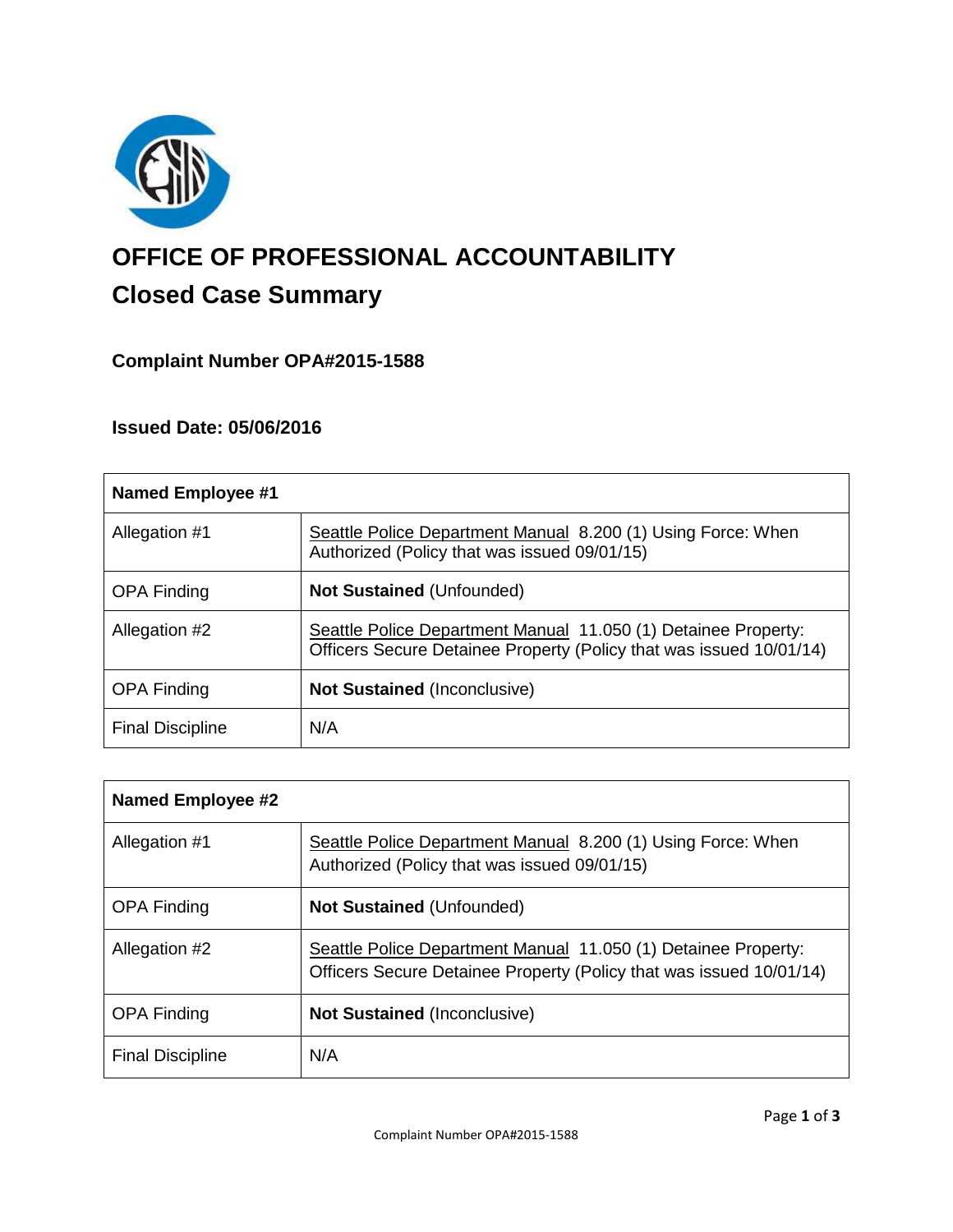# OFFICE OF PROFESSIONAL ACCOUNTABILITY

## Closed Case Summary

### Complaint Number OPA#2015-1588

### Issued Date: 05/06/2016

| **Named Employee #1** | |
|---|---|
| Allegation #1 | Seattle Police Department Manual 8.200 (1) Using Force: When Authorized (Policy that was issued 09/01/15) |
| OPA Finding | **Not Sustained** (Unfounded) |
| Allegation #2 | Seattle Police Department Manual 11.050 (1) Detainee Property: Officers Secure Detainee Property (Policy that was issued 10/01/14) |
| OPA Finding | **Not Sustained** (Inconclusive) |
| Final Discipline | N/A |

| **Named Employee #2** | |
|---|---|
| Allegation #1 | Seattle Police Department Manual 8.200 (1) Using Force: When Authorized (Policy that was issued 09/01/15) |
| OPA Finding | **Not Sustained** (Unfounded) |
| Allegation #2 | Seattle Police Department Manual 11.050 (1) Detainee Property: Officers Secure Detainee Property (Policy that was issued 10/01/14) |
| OPA Finding | **Not Sustained** (Inconclusive) |
| Final Discipline | N/A |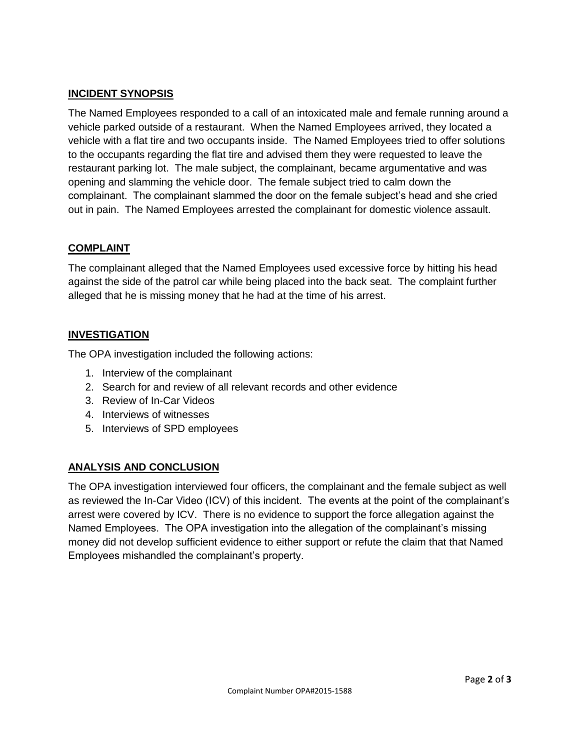## INCIDENT SYNOPSIS

The Named Employees responded to a call of an intoxicated male and female running around a vehicle parked outside of a restaurant. When the Named Employees arrived, they located a vehicle with a flat tire and two occupants inside. The Named Employees tried to offer solutions to the occupants regarding the flat tire and advised them they were requested to leave the restaurant parking lot. The male subject, the complainant, became argumentative and was opening and slamming the vehicle door. The female subject tried to calm down the complainant. The complainant slammed the door on the female subject's head and she cried out in pain. The Named Employees arrested the complainant for domestic violence assault.

## COMPLAINT

The complainant alleged that the Named Employees used excessive force by hitting his head against the side of the patrol car while being placed into the back seat. The complaint further alleged that he is missing money that he had at the time of his arrest.

## INVESTIGATION

The OPA investigation included the following actions:

1. Interview of the complainant
2. Search for and review of all relevant records and other evidence
3. Review of In-Car Videos
4. Interviews of witnesses
5. Interviews of SPD employees

## ANALYSIS AND CONCLUSION

The OPA investigation interviewed four officers, the complainant and the female subject as well as reviewed the In-Car Video (ICV) of this incident. The events at the point of the complainant's arrest were covered by ICV. There is no evidence to support the force allegation against the Named Employees. The OPA investigation into the allegation of the complainant's missing money did not develop sufficient evidence to either support or refute the claim that that Named Employees mishandled the complainant's property.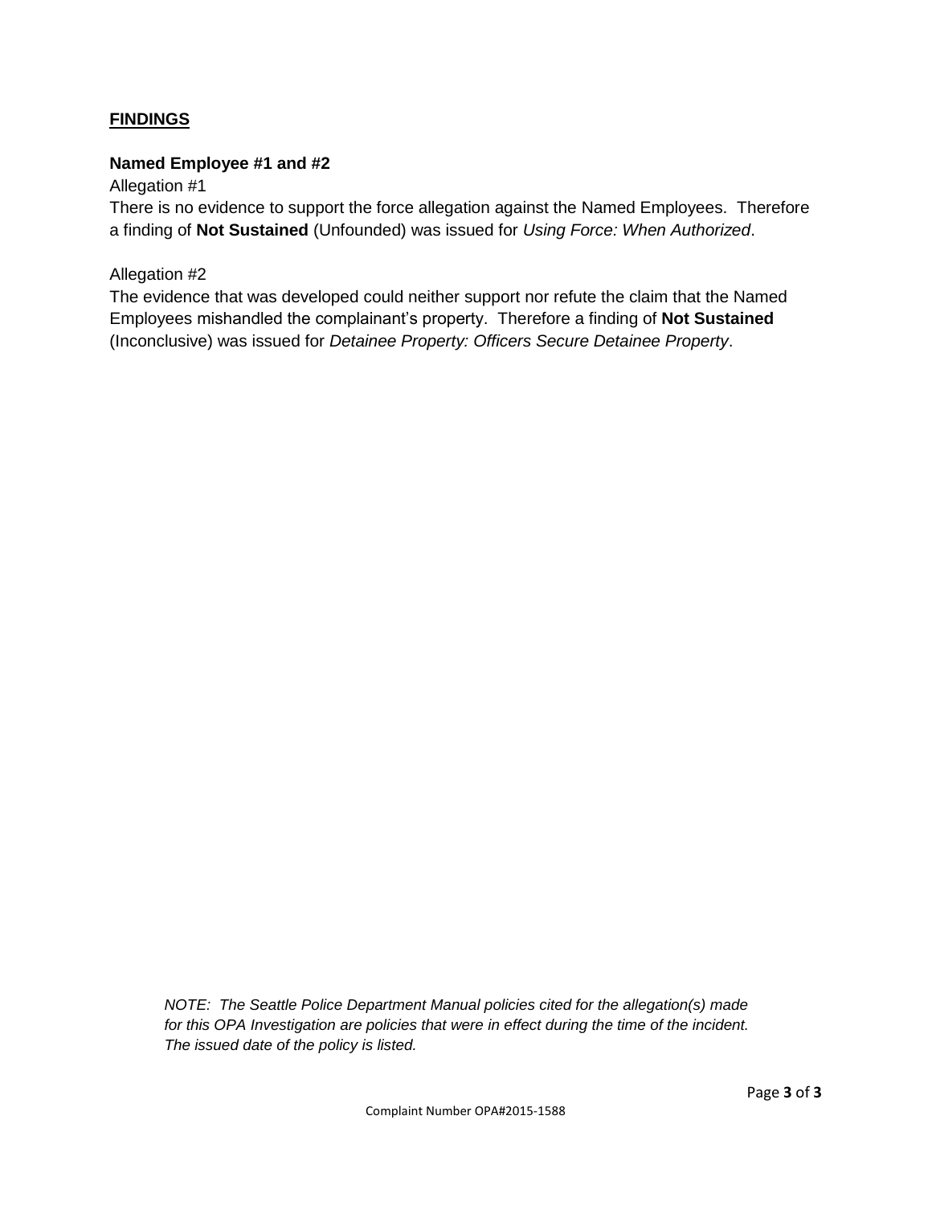## FINDINGS

**Named Employee #1 and #2**

Allegation #1

There is no evidence to support the force allegation against the Named Employees. Therefore a finding of **Not Sustained** (Unfounded) was issued for *Using Force: When Authorized*.

Allegation #2

The evidence that was developed could neither support nor refute the claim that the Named Employees mishandled the complainant's property. Therefore a finding of **Not Sustained** (Inconclusive) was issued for *Detainee Property: Officers Secure Detainee Property*.

*NOTE: The Seattle Police Department Manual policies cited for the allegation(s) made for this OPA Investigation are policies that were in effect during the time of the incident. The issued date of the policy is listed.*